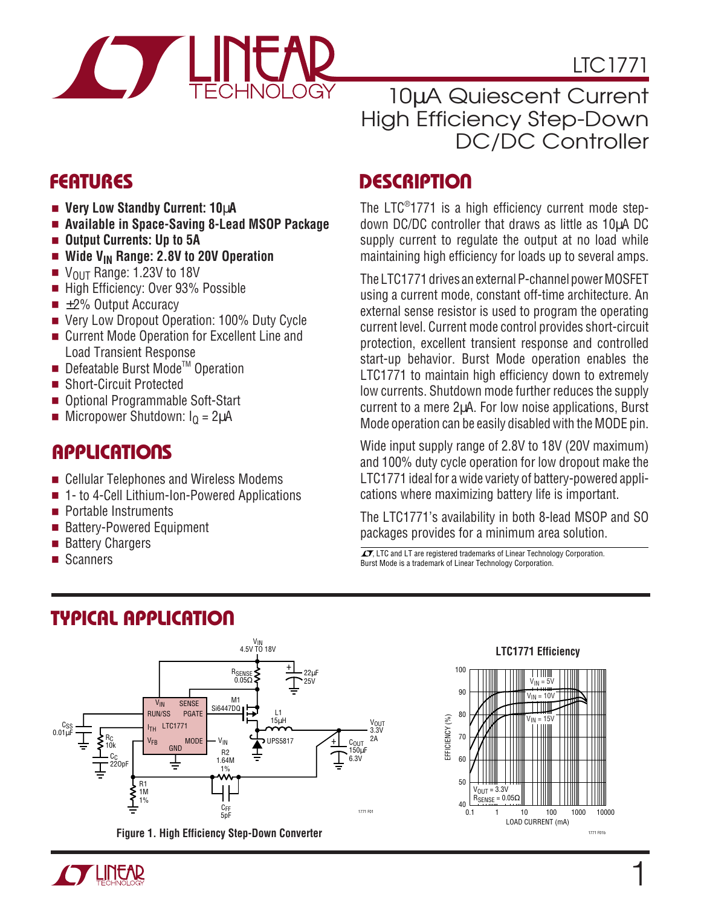# LTC1771

## 10µA Quiescent Current High Efficiency Step-Down DC/DC Controller

## FEATURES

- **Very Low Standby Current: 10µA**
- **Available in Space-Saving 8-Lead MSOP Package**
- **Output Currents: Up to 5A**
- **Wide $V_{IN}$ Range: 2.8V to 20V Operation**
- $V_{OUT}$ Range: 1.23V to 18V
- High Efficiency: Over 93% Possible
- ±2% Output Accuracy
- Very Low Dropout Operation: 100% Duty Cycle
- Current Mode Operation for Excellent Line and Load Transient Response
- Defeatable Burst Mode™ Operation
- Short-Circuit Protected
- Optional Programmable Soft-Start
- Micropower Shutdown: $I_Q$ = 2µA

## APPLICATIONS

- Cellular Telephones and Wireless Modems
- 1- to 4-Cell Lithium-Ion-Powered Applications
- Portable Instruments
- Battery-Powered Equipment
- Battery Chargers
- Scanners

## DESCRIPTION

The LTC®1771 is a high efficiency current mode step-down DC/DC controller that draws as little as 10µA DC supply current to regulate the output at no load while maintaining high efficiency for loads up to several amps.

The LTC1771 drives an external P-channel power MOSFET using a current mode, constant off-time architecture. An external sense resistor is used to program the operating current level. Current mode control provides short-circuit protection, excellent transient response and controlled start-up behavior. Burst Mode operation enables the LTC1771 to maintain high efficiency down to extremely low currents. Shutdown mode further reduces the supply current to a mere 2µA. For low noise applications, Burst Mode operation can be easily disabled with the MODE pin.

Wide input supply range of 2.8V to 18V (20V maximum) and 100% duty cycle operation for low dropout make the LTC1771 ideal for a wide variety of battery-powered applications where maximizing battery life is important.

The LTC1771's availability in both 8-lead MSOP and SO packages provides for a minimum area solution.

LTC and LT are registered trademarks of Linear Technology Corporation. Burst Mode is a trademark of Linear Technology Corporation.

## TYPICAL APPLICATION

**Figure 1. High Efficiency Step-Down Converter**

**LTC1771 Efficiency**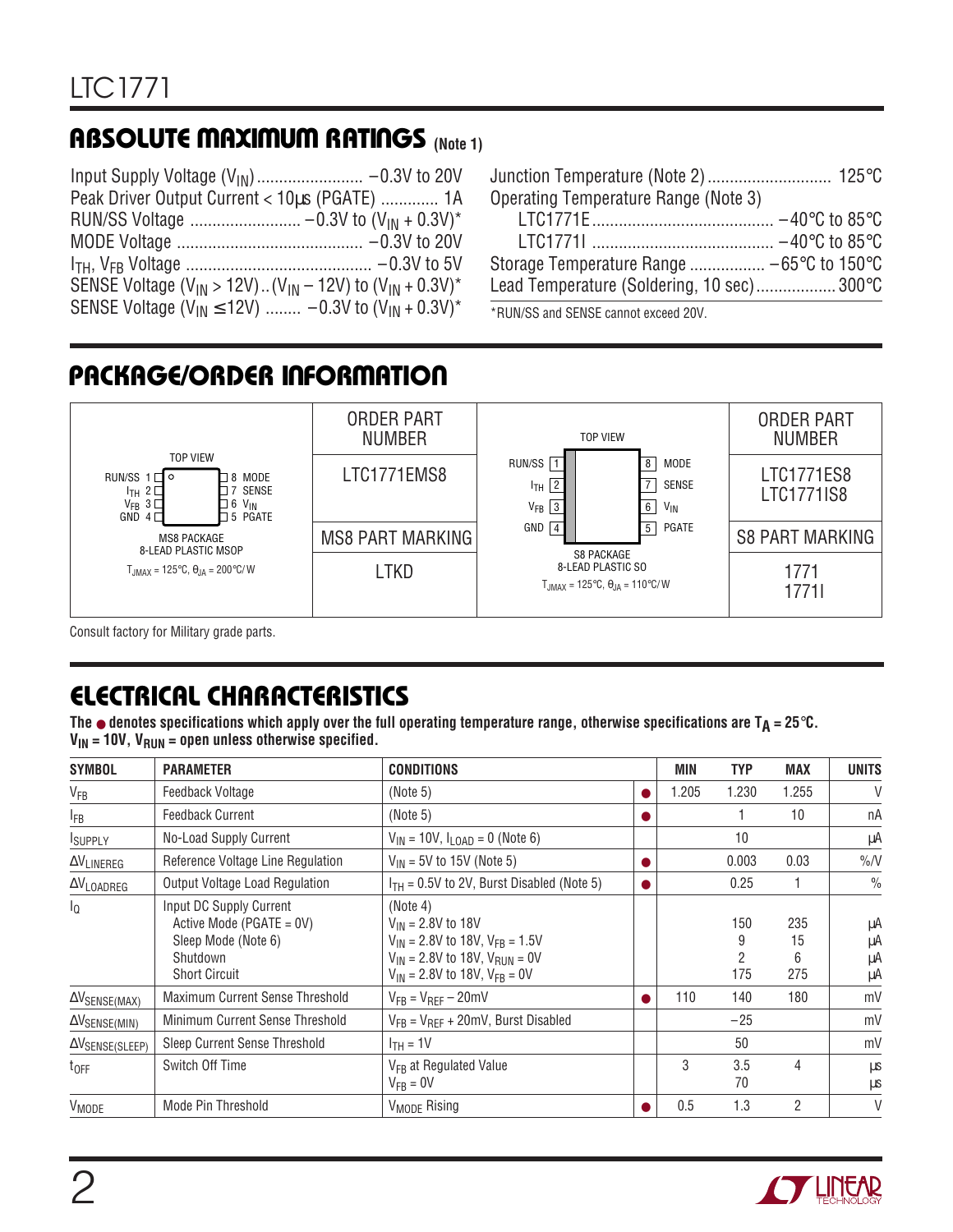## ABSOLUTE MAXIMUM RATINGS (Note 1)

Input Supply Voltage ($V_{IN}$) ........................ −0.3V to 20V
Peak Driver Output Current < 10µs (PGATE) ............. 1A
RUN/SS Voltage ......................... −0.3V to ($V_{IN}$ + 0.3V)*
MODE Voltage .......................................... −0.3V to 20V
$I_{TH}$, $V_{FB}$ Voltage .......................................... −0.3V to 5V
SENSE Voltage ($V_{IN}$ > 12V) .. ($V_{IN}$ − 12V) to ($V_{IN}$ + 0.3V)*
SENSE Voltage ($V_{IN}$ ≤ 12V) ........ −0.3V to ($V_{IN}$ + 0.3V)*

Junction Temperature (Note 2) ............................ 125°C
Operating Temperature Range (Note 3)
  LTC1771E ......................................... −40°C to 85°C
  LTC1771I ......................................... −40°C to 85°C
Storage Temperature Range ................. −65°C to 150°C
Lead Temperature (Soldering, 10 sec) .................. 300°C

*RUN/SS and SENSE cannot exceed 20V.

## PACKAGE/ORDER INFORMATION

| TOP VIEW | ORDER PART NUMBER | TOP VIEW | ORDER PART NUMBER |
|---|---|---|---|
| RUN/SS 1, $I_{TH}$ 2, $V_{FB}$ 3, GND 4 / 8 MODE, 7 SENSE, 6 $V_{IN}$, 5 PGATE<br>MS8 PACKAGE<br>8-LEAD PLASTIC MSOP<br>$T_{JMAX}$ = 125°C, $\theta_{JA}$ = 200°C/W | LTC1771EMS8 | RUN/SS 1, $I_{TH}$ 2, $V_{FB}$ 3, GND 4 / 8 MODE, 7 SENSE, 6 $V_{IN}$, 5 PGATE<br>S8 PACKAGE<br>8-LEAD PLASTIC SO<br>$T_{JMAX}$ = 125°C, $\theta_{JA}$ = 110°C/W | LTC1771ES8<br>LTC1771IS8 |
| | MS8 PART MARKING | | S8 PART MARKING |
| | LTKD | | 1771<br>1771I |

Consult factory for Military grade parts.

## ELECTRICAL CHARACTERISTICS

**The ● denotes specifications which apply over the full operating temperature range, otherwise specifications are $T_A$ = 25°C. $V_{IN}$ = 10V, $V_{RUN}$ = open unless otherwise specified.**

| SYMBOL | PARAMETER | CONDITIONS | | MIN | TYP | MAX | UNITS |
|---|---|---|---|---|---|---|---|
| $V_{FB}$ | Feedback Voltage | (Note 5) | ● | 1.205 | 1.230 | 1.255 | V |
| $I_{FB}$ | Feedback Current | (Note 5) | ● | | 1 | 10 | nA |
| $I_{SUPPLY}$ | No-Load Supply Current | $V_{IN}$ = 10V, $I_{LOAD}$ = 0 (Note 6) | | | 10 | | µA |
| $\Delta V_{LINEREG}$ | Reference Voltage Line Regulation | $V_{IN}$ = 5V to 15V (Note 5) | ● | | 0.003 | 0.03 | %/V |
| $\Delta V_{LOADREG}$ | Output Voltage Load Regulation | $I_{TH}$ = 0.5V to 2V, Burst Disabled (Note 5) | ● | | 0.25 | 1 | % |
| $I_Q$ | Input DC Supply Current<br>Active Mode (PGATE = 0V)<br>Sleep Mode (Note 6)<br>Shutdown<br>Short Circuit | (Note 4)<br>$V_{IN}$ = 2.8V to 18V<br>$V_{IN}$ = 2.8V to 18V, $V_{FB}$ = 1.5V<br>$V_{IN}$ = 2.8V to 18V, $V_{RUN}$ = 0V<br>$V_{IN}$ = 2.8V to 18V, $V_{FB}$ = 0V | | | <br>150<br>9<br>2<br>175 | <br>235<br>15<br>6<br>275 | <br>µA<br>µA<br>µA<br>µA |
| $\Delta V_{SENSE(MAX)}$ | Maximum Current Sense Threshold | $V_{FB}$ = $V_{REF}$ – 20mV | ● | 110 | 140 | 180 | mV |
| $\Delta V_{SENSE(MIN)}$ | Minimum Current Sense Threshold | $V_{FB}$ = $V_{REF}$ + 20mV, Burst Disabled | | | −25 | | mV |
| $\Delta V_{SENSE(SLEEP)}$ | Sleep Current Sense Threshold | $I_{TH}$ = 1V | | | 50 | | mV |
| $t_{OFF}$ | Switch Off Time | $V_{FB}$ at Regulated Value<br>$V_{FB}$ = 0V | | 3 | 3.5<br>70 | 4 | µs<br>µs |
| $V_{MODE}$ | Mode Pin Threshold | $V_{MODE}$ Rising | ● | 0.5 | 1.3 | 2 | V |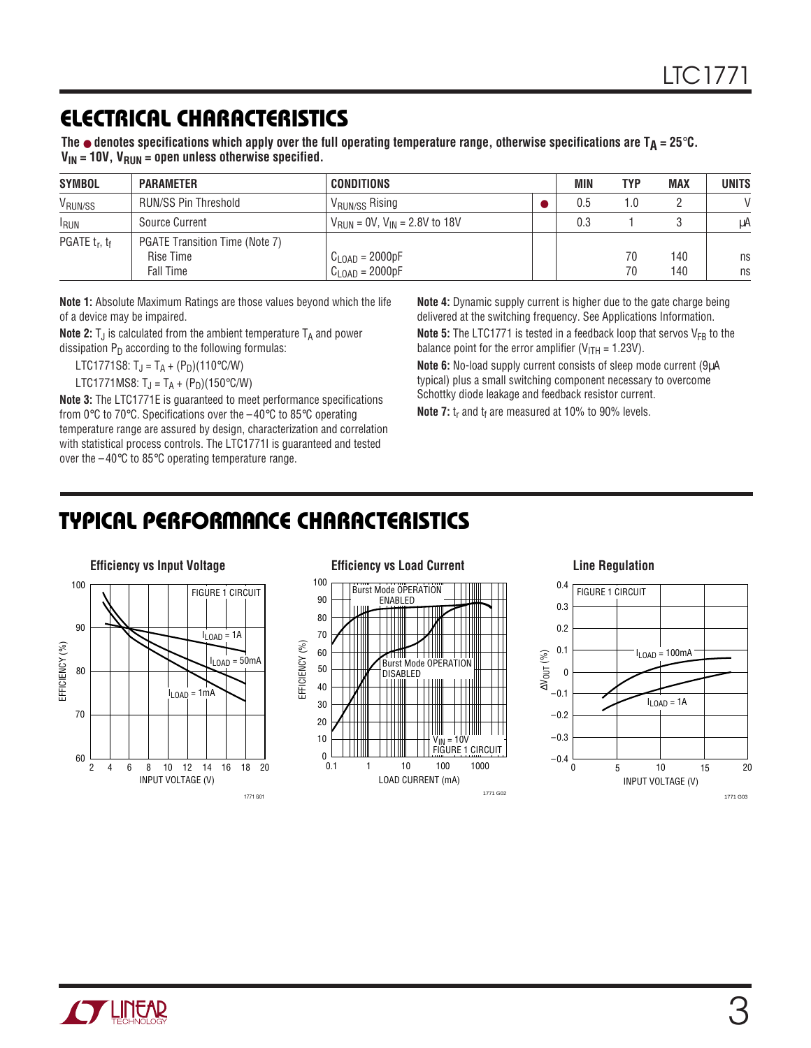## ELECTRICAL CHARACTERISTICS

**The ● denotes specifications which apply over the full operating temperature range, otherwise specifications are $T_A$ = 25°C. $V_{IN}$ = 10V, $V_{RUN}$ = open unless otherwise specified.**

| SYMBOL | PARAMETER | CONDITIONS | | MIN | TYP | MAX | UNITS |
|---|---|---|---|---|---|---|---|
| $V_{RUN/SS}$ | RUN/SS Pin Threshold | $V_{RUN/SS}$ Rising | ● | 0.5 | 1.0 | 2 | V |
| $I_{RUN}$ | Source Current | $V_{RUN}$ = 0V, $V_{IN}$ = 2.8V to 18V | | 0.3 | 1 | 3 | µA |
| PGATE $t_r$, $t_f$ | PGATE Transition Time (Note 7) | | | | | | |
| | Rise Time | $C_{LOAD}$ = 2000pF | | | 70 | 140 | ns |
| | Fall Time | $C_{LOAD}$ = 2000pF | | | 70 | 140 | ns |

**Note 1:** Absolute Maximum Ratings are those values beyond which the life of a device may be impaired.

**Note 2:** $T_J$ is calculated from the ambient temperature $T_A$ and power dissipation $P_D$ according to the following formulas:

LTC1771S8: $T_J = T_A + (P_D)(110°C/W)$

LTC1771MS8: $T_J = T_A + (P_D)(150°C/W)$

**Note 3:** The LTC1771E is guaranteed to meet performance specifications from 0°C to 70°C. Specifications over the –40°C to 85°C operating temperature range are assured by design, characterization and correlation with statistical process controls. The LTC1771I is guaranteed and tested over the –40°C to 85°C operating temperature range.

**Note 4:** Dynamic supply current is higher due to the gate charge being delivered at the switching frequency. See Applications Information.

**Note 5:** The LTC1771 is tested in a feedback loop that servos $V_{FB}$ to the balance point for the error amplifier ($V_{ITH}$ = 1.23V).

**Note 6:** No-load supply current consists of sleep mode current (9µA typical) plus a small switching component necessary to overcome Schottky diode leakage and feedback resistor current.

**Note 7:** $t_r$ and $t_f$ are measured at 10% to 90% levels.

## TYPICAL PERFORMANCE CHARACTERISTICS

**Efficiency vs Input Voltage**

**Efficiency vs Load Current**

**Line Regulation**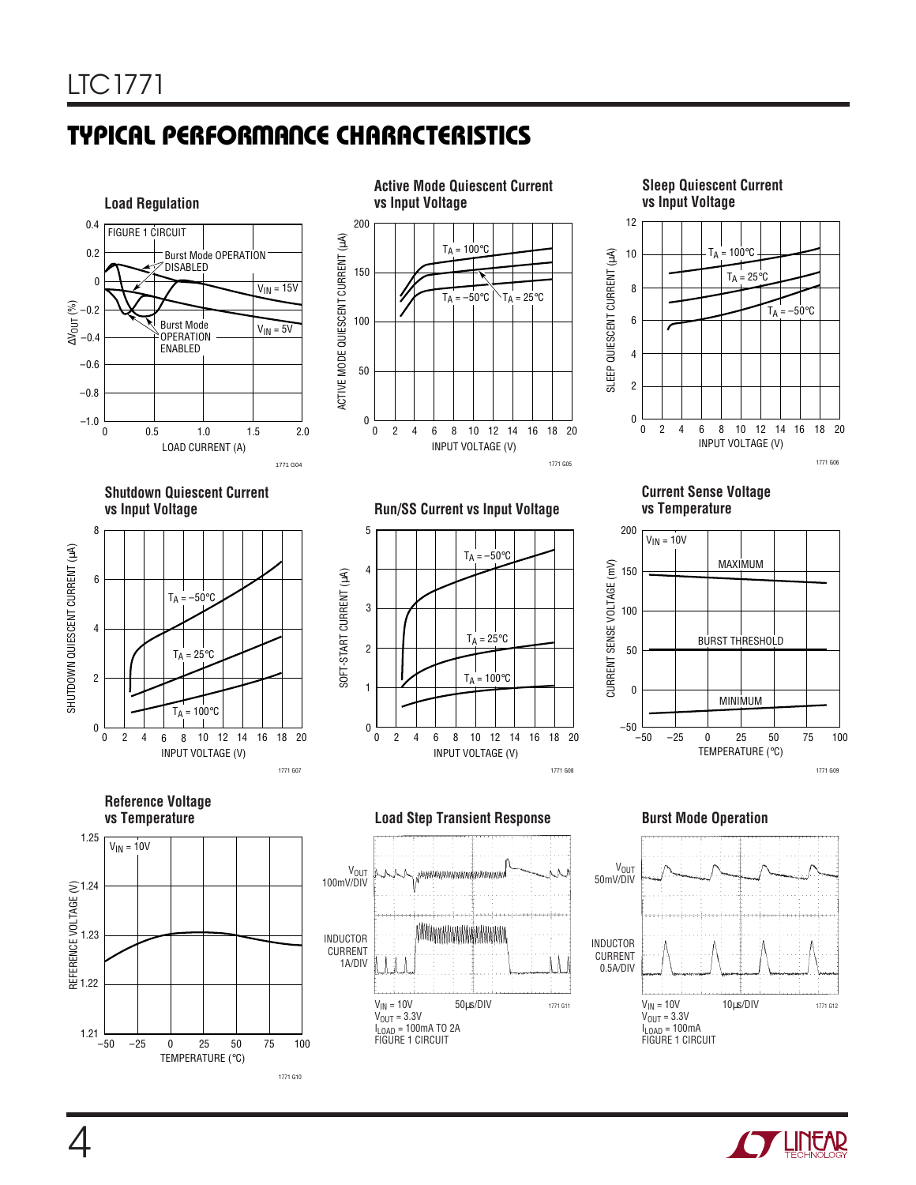## TYPICAL PERFORMANCE CHARACTERISTICS

**Load Regulation**

FIGURE 1 CIRCUIT

Burst Mode OPERATION DISABLED

Burst Mode OPERATION ENABLED

$V_{IN}$ = 15V

$V_{IN}$ = 5V

$\Delta V_{OUT}$ (%)

LOAD CURRENT (A)

1771 G04

**Active Mode Quiescent Current vs Input Voltage**

$T_A$ = 100°C

$T_A$ = −50°C

$T_A$ = 25°C

ACTIVE MODE QUIESCENT CURRENT (μA)

INPUT VOLTAGE (V)

1771 G05

**Sleep Quiescent Current vs Input Voltage**

$T_A$ = 100°C

$T_A$ = 25°C

$T_A$ = −50°C

SLEEP QUIESCENT CURRENT (μA)

INPUT VOLTAGE (V)

1771 G06

**Shutdown Quiescent Current vs Input Voltage**

$T_A$ = −50°C

$T_A$ = 25°C

$T_A$ = 100°C

SHUTDOWN QUIESCENT CURRENT (μA)

INPUT VOLTAGE (V)

1771 G07

**Run/SS Current vs Input Voltage**

$T_A$ = −50°C

$T_A$ = 25°C

$T_A$ = 100°C

SOFT-START CURRENT (μA)

INPUT VOLTAGE (V)

1771 G08

**Current Sense Voltage vs Temperature**

$V_{IN}$ = 10V

MAXIMUM

BURST THRESHOLD

MINIMUM

CURRENT SENSE VOLTAGE (mV)

TEMPERATURE (°C)

1771 G09

**Reference Voltage vs Temperature**

$V_{IN}$ = 10V

REFERENCE VOLTAGE (V)

TEMPERATURE (°C)

1771 G10

**Load Step Transient Response**

$V_{OUT}$ 100mV/DIV

INDUCTOR CURRENT 1A/DIV

$V_{IN}$ = 10V 50μs/DIV
$V_{OUT}$ = 3.3V
$I_{LOAD}$ = 100mA TO 2A
FIGURE 1 CIRCUIT

1771 G11

**Burst Mode Operation**

$V_{OUT}$ 50mV/DIV

INDUCTOR CURRENT 0.5A/DIV

$V_{IN}$ = 10V 10μs/DIV
$V_{OUT}$ = 3.3V
$I_{LOAD}$ = 100mA
FIGURE 1 CIRCUIT

1771 G12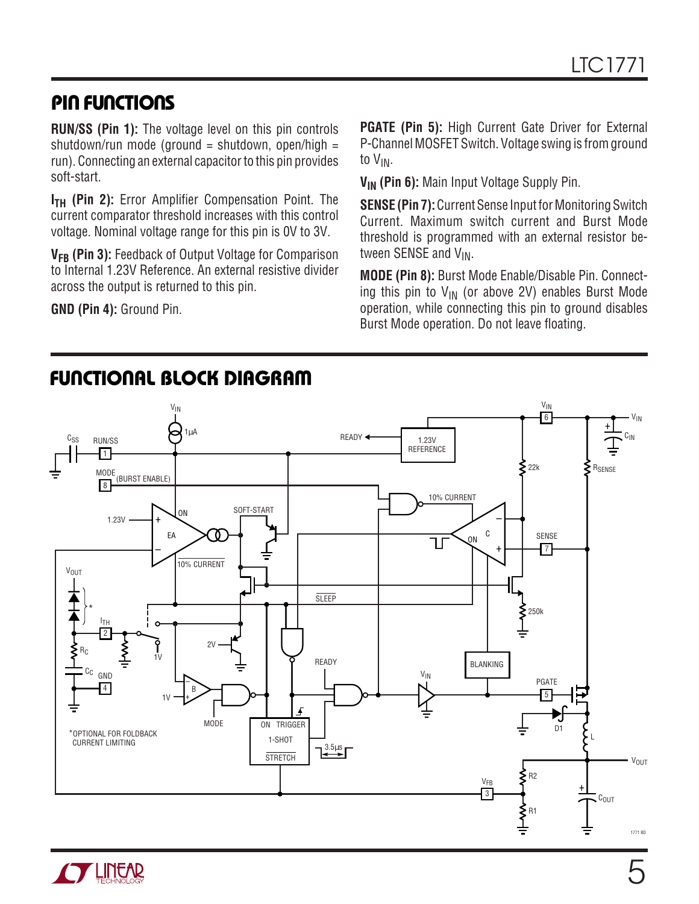## PIN FUNCTIONS

**RUN/SS (Pin 1):** The voltage level on this pin controls shutdown/run mode (ground = shutdown, open/high = run). Connecting an external capacitor to this pin provides soft-start.

**$I_{TH}$ (Pin 2):** Error Amplifier Compensation Point. The current comparator threshold increases with this control voltage. Nominal voltage range for this pin is 0V to 3V.

**$V_{FB}$ (Pin 3):** Feedback of Output Voltage for Comparison to Internal 1.23V Reference. An external resistive divider across the output is returned to this pin.

**GND (Pin 4):** Ground Pin.

**PGATE (Pin 5):** High Current Gate Driver for External P-Channel MOSFET Switch. Voltage swing is from ground to $V_{IN}$.

**$V_{IN}$ (Pin 6):** Main Input Voltage Supply Pin.

**SENSE (Pin 7):** Current Sense Input for Monitoring Switch Current. Maximum switch current and Burst Mode threshold is programmed with an external resistor between SENSE and $V_{IN}$.

**MODE (Pin 8):** Burst Mode Enable/Disable Pin. Connecting this pin to $V_{IN}$ (or above 2V) enables Burst Mode operation, while connecting this pin to ground disables Burst Mode operation. Do not leave floating.

## FUNCTIONAL BLOCK DIAGRAM

*OPTIONAL FOR FOLDBACK CURRENT LIMITING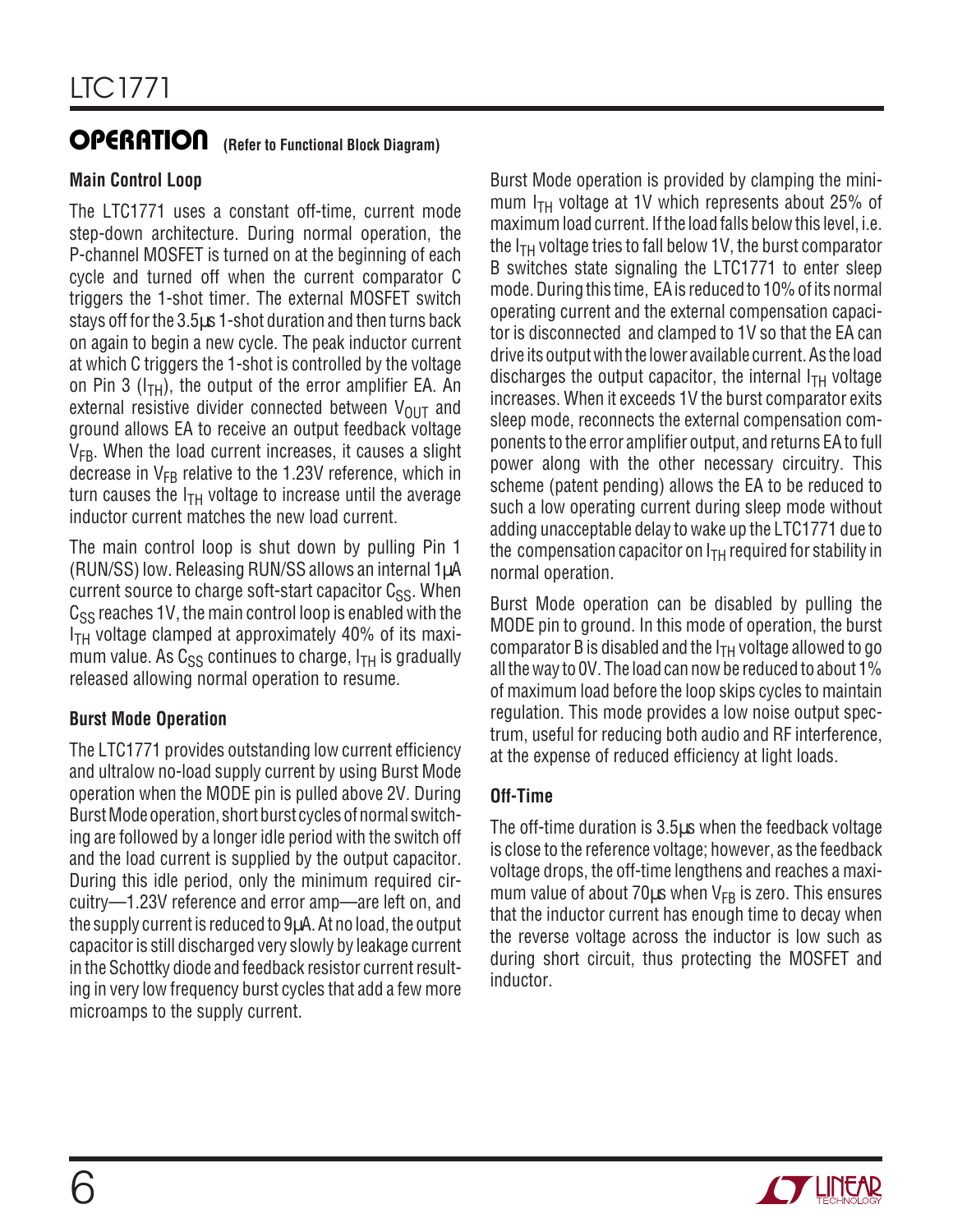## OPERATION (Refer to Functional Block Diagram)

### Main Control Loop

The LTC1771 uses a constant off-time, current mode step-down architecture. During normal operation, the P-channel MOSFET is turned on at the beginning of each cycle and turned off when the current comparator C triggers the 1-shot timer. The external MOSFET switch stays off for the 3.5µs 1-shot duration and then turns back on again to begin a new cycle. The peak inductor current at which C triggers the 1-shot is controlled by the voltage on Pin 3 ($I_{TH}$), the output of the error amplifier EA. An external resistive divider connected between $V_{OUT}$ and ground allows EA to receive an output feedback voltage $V_{FB}$. When the load current increases, it causes a slight decrease in $V_{FB}$ relative to the 1.23V reference, which in turn causes the $I_{TH}$ voltage to increase until the average inductor current matches the new load current.

The main control loop is shut down by pulling Pin 1 (RUN/SS) low. Releasing RUN/SS allows an internal 1µA current source to charge soft-start capacitor $C_{SS}$. When $C_{SS}$ reaches 1V, the main control loop is enabled with the $I_{TH}$ voltage clamped at approximately 40% of its maximum value. As $C_{SS}$ continues to charge, $I_{TH}$ is gradually released allowing normal operation to resume.

### Burst Mode Operation

The LTC1771 provides outstanding low current efficiency and ultralow no-load supply current by using Burst Mode operation when the MODE pin is pulled above 2V. During Burst Mode operation, short burst cycles of normal switching are followed by a longer idle period with the switch off and the load current is supplied by the output capacitor. During this idle period, only the minimum required circuitry—1.23V reference and error amp—are left on, and the supply current is reduced to 9µA. At no load, the output capacitor is still discharged very slowly by leakage current in the Schottky diode and feedback resistor current resulting in very low frequency burst cycles that add a few more microamps to the supply current.

Burst Mode operation is provided by clamping the minimum $I_{TH}$ voltage at 1V which represents about 25% of maximum load current. If the load falls below this level, i.e. the $I_{TH}$ voltage tries to fall below 1V, the burst comparator B switches state signaling the LTC1771 to enter sleep mode. During this time, EA is reduced to 10% of its normal operating current and the external compensation capacitor is disconnected and clamped to 1V so that the EA can drive its output with the lower available current. As the load discharges the output capacitor, the internal $I_{TH}$ voltage increases. When it exceeds 1V the burst comparator exits sleep mode, reconnects the external compensation components to the error amplifier output, and returns EA to full power along with the other necessary circuitry. This scheme (patent pending) allows the EA to be reduced to such a low operating current during sleep mode without adding unacceptable delay to wake up the LTC1771 due to the compensation capacitor on $I_{TH}$ required for stability in normal operation.

Burst Mode operation can be disabled by pulling the MODE pin to ground. In this mode of operation, the burst comparator B is disabled and the $I_{TH}$ voltage allowed to go all the way to 0V. The load can now be reduced to about 1% of maximum load before the loop skips cycles to maintain regulation. This mode provides a low noise output spectrum, useful for reducing both audio and RF interference, at the expense of reduced efficiency at light loads.

### Off-Time

The off-time duration is 3.5µs when the feedback voltage is close to the reference voltage; however, as the feedback voltage drops, the off-time lengthens and reaches a maximum value of about 70µs when $V_{FB}$ is zero. This ensures that the inductor current has enough time to decay when the reverse voltage across the inductor is low such as during short circuit, thus protecting the MOSFET and inductor.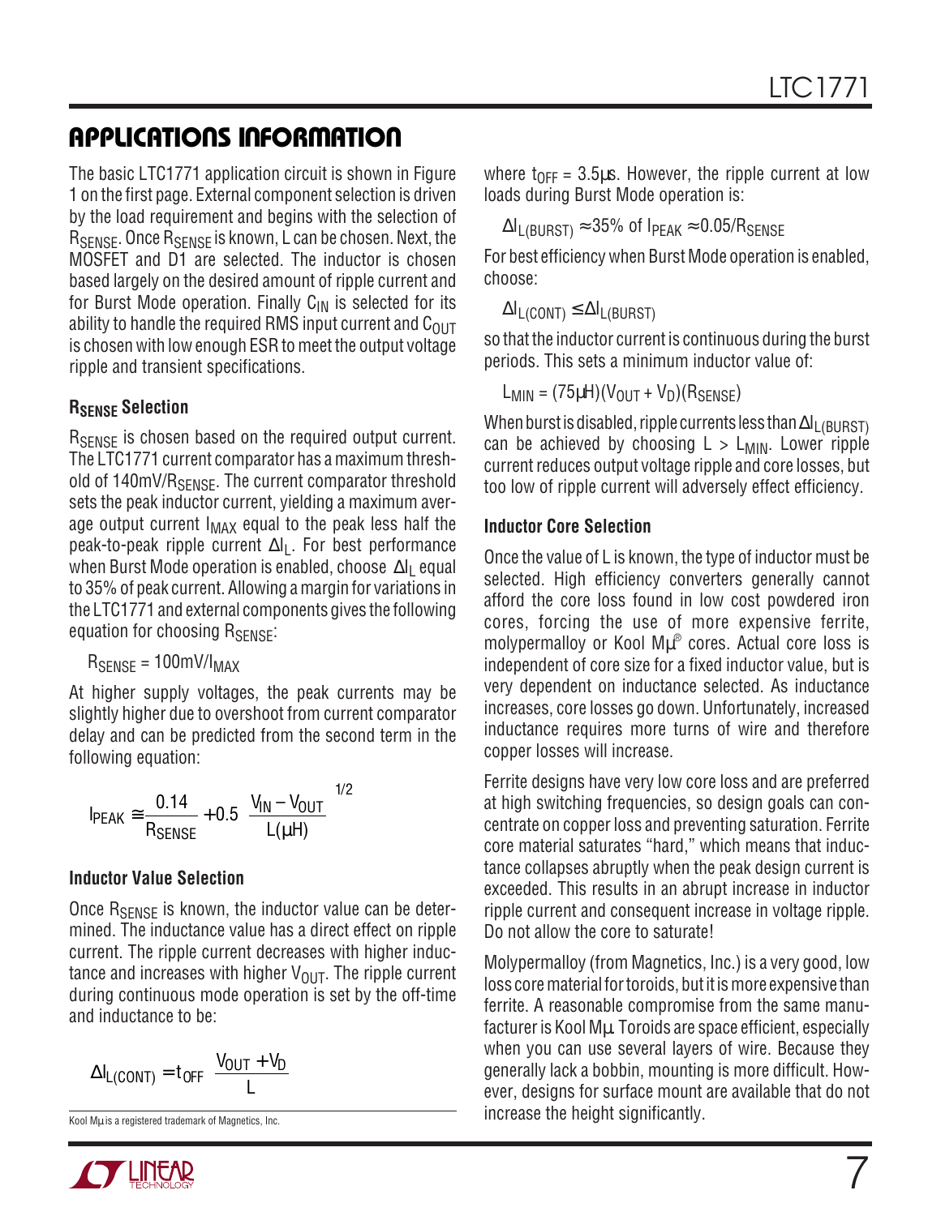## APPLICATIONS INFORMATION

The basic LTC1771 application circuit is shown in Figure 1 on the first page. External component selection is driven by the load requirement and begins with the selection of $R_{SENSE}$. Once $R_{SENSE}$ is known, L can be chosen. Next, the MOSFET and D1 are selected. The inductor is chosen based largely on the desired amount of ripple current and for Burst Mode operation. Finally $C_{IN}$ is selected for its ability to handle the required RMS input current and $C_{OUT}$ is chosen with low enough ESR to meet the output voltage ripple and transient specifications.

### $R_{SENSE}$ Selection

$R_{SENSE}$ is chosen based on the required output current. The LTC1771 current comparator has a maximum threshold of $140mV/R_{SENSE}$. The current comparator threshold sets the peak inductor current, yielding a maximum average output current $I_{MAX}$ equal to the peak less half the peak-to-peak ripple current $\Delta I_L$. For best performance when Burst Mode operation is enabled, choose $\Delta I_L$ equal to 35% of peak current. Allowing a margin for variations in the LTC1771 and external components gives the following equation for choosing $R_{SENSE}$:

$$R_{SENSE} = 100mV/I_{MAX}$$

At higher supply voltages, the peak currents may be slightly higher due to overshoot from current comparator delay and can be predicted from the second term in the following equation:

$$I_{PEAK} \cong \frac{0.14}{R_{SENSE}} + 0.5\left(\frac{V_{IN} - V_{OUT}}{L(\mu H)}\right)^{1/2}$$

### Inductor Value Selection

Once $R_{SENSE}$ is known, the inductor value can be determined. The inductance value has a direct effect on ripple current. The ripple current decreases with higher inductance and increases with higher $V_{OUT}$. The ripple current during continuous mode operation is set by the off-time and inductance to be:

$$\Delta I_{L(CONT)} = t_{OFF}\left(\frac{V_{OUT} + V_D}{L}\right)$$

where $t_{OFF} = 3.5\mu s$. However, the ripple current at low loads during Burst Mode operation is:

$$\Delta I_{L(BURST)} \approx 35\% \text{ of } I_{PEAK} \approx 0.05/R_{SENSE}$$

For best efficiency when Burst Mode operation is enabled, choose:

$$\Delta I_{L(CONT)} \le \Delta I_{L(BURST)}$$

so that the inductor current is continuous during the burst periods. This sets a minimum inductor value of:

$$L_{MIN} = (75\mu H)(V_{OUT} + V_D)(R_{SENSE})$$

When burst is disabled, ripple currents less than $\Delta I_{L(BURST)}$ can be achieved by choosing $L > L_{MIN}$. Lower ripple current reduces output voltage ripple and core losses, but too low of ripple current will adversely effect efficiency.

### Inductor Core Selection

Once the value of L is known, the type of inductor must be selected. High efficiency converters generally cannot afford the core loss found in low cost powdered iron cores, forcing the use of more expensive ferrite, molypermalloy or Kool Mμ® cores. Actual core loss is independent of core size for a fixed inductor value, but is very dependent on inductance selected. As inductance increases, core losses go down. Unfortunately, increased inductance requires more turns of wire and therefore copper losses will increase.

Ferrite designs have very low core loss and are preferred at high switching frequencies, so design goals can concentrate on copper loss and preventing saturation. Ferrite core material saturates "hard," which means that inductance collapses abruptly when the peak design current is exceeded. This results in an abrupt increase in inductor ripple current and consequent increase in voltage ripple. Do not allow the core to saturate!

Molypermalloy (from Magnetics, Inc.) is a very good, low loss core material for toroids, but it is more expensive than ferrite. A reasonable compromise from the same manufacturer is Kool Mμ. Toroids are space efficient, especially when you can use several layers of wire. Because they generally lack a bobbin, mounting is more difficult. However, designs for surface mount are available that do not increase the height significantly.

Kool Mμ is a registered trademark of Magnetics, Inc.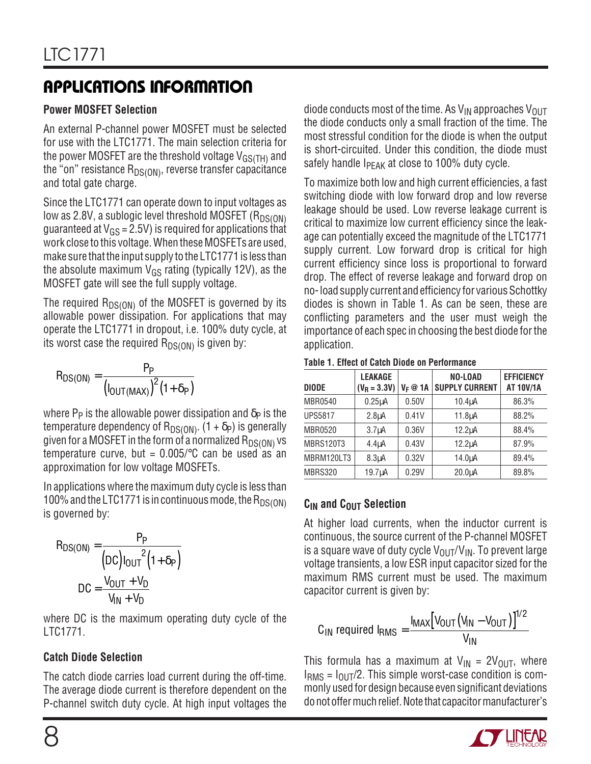## APPLICATIONS INFORMATION

### Power MOSFET Selection

An external P-channel power MOSFET must be selected for use with the LTC1771. The main selection criteria for the power MOSFET are the threshold voltage $V_{GS(TH)}$ and the "on" resistance $R_{DS(ON)}$, reverse transfer capacitance and total gate charge.

Since the LTC1771 can operate down to input voltages as low as 2.8V, a sublogic level threshold MOSFET ($R_{DS(ON)}$ guaranteed at $V_{GS}$ = 2.5V) is required for applications that work close to this voltage. When these MOSFETs are used, make sure that the input supply to the LTC1771 is less than the absolute maximum $V_{GS}$ rating (typically 12V), as the MOSFET gate will see the full supply voltage.

The required $R_{DS(ON)}$ of the MOSFET is governed by its allowable power dissipation. For applications that may operate the LTC1771 in dropout, i.e. 100% duty cycle, at its worst case the required $R_{DS(ON)}$ is given by:

$$R_{DS(ON)} = \frac{P_P}{\left(I_{OUT(MAX)}\right)^2\left(1+\delta_P\right)}$$

where $P_P$ is the allowable power dissipation and $\delta_P$ is the temperature dependency of $R_{DS(ON)}$. $(1 + \delta_P)$ is generally given for a MOSFET in the form of a normalized $R_{DS(ON)}$ vs temperature curve, but = 0.005/°C can be used as an approximation for low voltage MOSFETs.

In applications where the maximum duty cycle is less than 100% and the LTC1771 is in continuous mode, the $R_{DS(ON)}$ is governed by:

$$R_{DS(ON)} = \frac{P_P}{\left(DC\right){I_{OUT}}^2\left(1+\delta_P\right)}$$

$$DC = \frac{V_{OUT}+V_D}{V_{IN}+V_D}$$

where DC is the maximum operating duty cycle of the LTC1771.

### Catch Diode Selection

The catch diode carries load current during the off-time. The average diode current is therefore dependent on the P-channel switch duty cycle. At high input voltages the diode conducts most of the time. As $V_{IN}$ approaches $V_{OUT}$ the diode conducts only a small fraction of the time. The most stressful condition for the diode is when the output is short-circuited. Under this condition, the diode must safely handle $I_{PEAK}$ at close to 100% duty cycle.

To maximize both low and high current efficiencies, a fast switching diode with low forward drop and low reverse leakage should be used. Low reverse leakage current is critical to maximize low current efficiency since the leakage can potentially exceed the magnitude of the LTC1771 supply current. Low forward drop is critical for high current efficiency since loss is proportional to forward drop. The effect of reverse leakage and forward drop on no-load supply current and efficiency for various Schottky diodes is shown in Table 1. As can be seen, these are conflicting parameters and the user must weigh the importance of each spec in choosing the best diode for the application.

**Table 1. Effect of Catch Diode on Performance**

| DIODE | LEAKAGE ($V_R$ = 3.3V) | $V_F$ @ 1A | NO-LOAD SUPPLY CURRENT | EFFICIENCY AT 10V/1A |
|---|---|---|---|---|
| MBR0540 | 0.25µA | 0.50V | 10.4µA | 86.3% |
| UPS5817 | 2.8µA | 0.41V | 11.8µA | 88.2% |
| MBR0520 | 3.7µA | 0.36V | 12.2µA | 88.4% |
| MBRS120T3 | 4.4µA | 0.43V | 12.2µA | 87.9% |
| MBRM120LT3 | 8.3µA | 0.32V | 14.0µA | 89.4% |
| MBRS320 | 19.7µA | 0.29V | 20.0µA | 89.8% |

### $C_{IN}$ and $C_{OUT}$ Selection

At higher load currents, when the inductor current is continuous, the source current of the P-channel MOSFET is a square wave of duty cycle $V_{OUT}/V_{IN}$. To prevent large voltage transients, a low ESR input capacitor sized for the maximum RMS current must be used. The maximum capacitor current is given by:

$$C_{IN}\ \text{required}\ I_{RMS} = \frac{I_{MAX}\left[V_{OUT}\left(V_{IN}-V_{OUT}\right)\right]^{1/2}}{V_{IN}}$$

This formula has a maximum at $V_{IN} = 2V_{OUT}$, where $I_{RMS} = I_{OUT}/2$. This simple worst-case condition is commonly used for design because even significant deviations do not offer much relief. Note that capacitor manufacturer's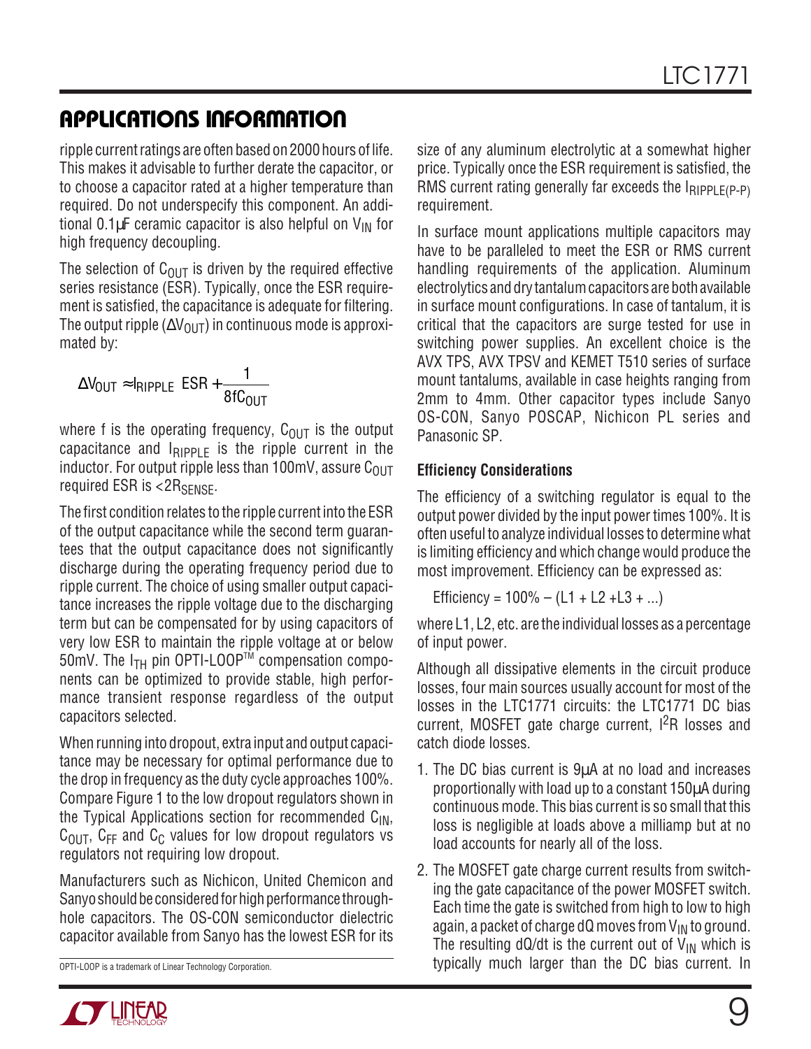## APPLICATIONS INFORMATION

ripple current ratings are often based on 2000 hours of life. This makes it advisable to further derate the capacitor, or to choose a capacitor rated at a higher temperature than required. Do not underspecify this component. An additional 0.1µF ceramic capacitor is also helpful on $V_{IN}$ for high frequency decoupling.

The selection of $C_{OUT}$ is driven by the required effective series resistance (ESR). Typically, once the ESR requirement is satisfied, the capacitance is adequate for filtering. The output ripple ($\Delta V_{OUT}$) in continuous mode is approximated by:

$$\Delta V_{OUT} \approx I_{RIPPLE} \left( ESR + \frac{1}{8fC_{OUT}} \right)$$

where f is the operating frequency, $C_{OUT}$ is the output capacitance and $I_{RIPPLE}$ is the ripple current in the inductor. For output ripple less than 100mV, assure $C_{OUT}$ required ESR is $<2R_{SENSE}$.

The first condition relates to the ripple current into the ESR of the output capacitance while the second term guarantees that the output capacitance does not significantly discharge during the operating frequency period due to ripple current. The choice of using smaller output capacitance increases the ripple voltage due to the discharging term but can be compensated for by using capacitors of very low ESR to maintain the ripple voltage at or below 50mV. The $I_{TH}$ pin OPTI-LOOP™ compensation components can be optimized to provide stable, high performance transient response regardless of the output capacitors selected.

When running into dropout, extra input and output capacitance may be necessary for optimal performance due to the drop in frequency as the duty cycle approaches 100%. Compare Figure 1 to the low dropout regulators shown in the Typical Applications section for recommended $C_{IN}$, $C_{OUT}$, $C_{FF}$ and $C_C$ values for low dropout regulators vs regulators not requiring low dropout.

Manufacturers such as Nichicon, United Chemicon and Sanyo should be considered for high performance through-hole capacitors. The OS-CON semiconductor dielectric capacitor available from Sanyo has the lowest ESR for its size of any aluminum electrolytic at a somewhat higher price. Typically once the ESR requirement is satisfied, the RMS current rating generally far exceeds the $I_{RIPPLE(P-P)}$ requirement.

In surface mount applications multiple capacitors may have to be paralleled to meet the ESR or RMS current handling requirements of the application. Aluminum electrolytics and dry tantalum capacitors are both available in surface mount configurations. In case of tantalum, it is critical that the capacitors are surge tested for use in switching power supplies. An excellent choice is the AVX TPS, AVX TPSV and KEMET T510 series of surface mount tantalums, available in case heights ranging from 2mm to 4mm. Other capacitor types include Sanyo OS-CON, Sanyo POSCAP, Nichicon PL series and Panasonic SP.

### Efficiency Considerations

The efficiency of a switching regulator is equal to the output power divided by the input power times 100%. It is often useful to analyze individual losses to determine what is limiting efficiency and which change would produce the most improvement. Efficiency can be expressed as:

Efficiency = 100% – (L1 + L2 +L3 + ...)

where L1, L2, etc. are the individual losses as a percentage of input power.

Although all dissipative elements in the circuit produce losses, four main sources usually account for most of the losses in the LTC1771 circuits: the LTC1771 DC bias current, MOSFET gate charge current, $I^2R$ losses and catch diode losses.

1. The DC bias current is 9µA at no load and increases proportionally with load up to a constant 150µA during continuous mode. This bias current is so small that this loss is negligible at loads above a milliamp but at no load accounts for nearly all of the loss.

2. The MOSFET gate charge current results from switching the gate capacitance of the power MOSFET switch. Each time the gate is switched from high to low to high again, a packet of charge dQ moves from $V_{IN}$ to ground. The resulting dQ/dt is the current out of $V_{IN}$ which is typically much larger than the DC bias current. In

OPTI-LOOP is a trademark of Linear Technology Corporation.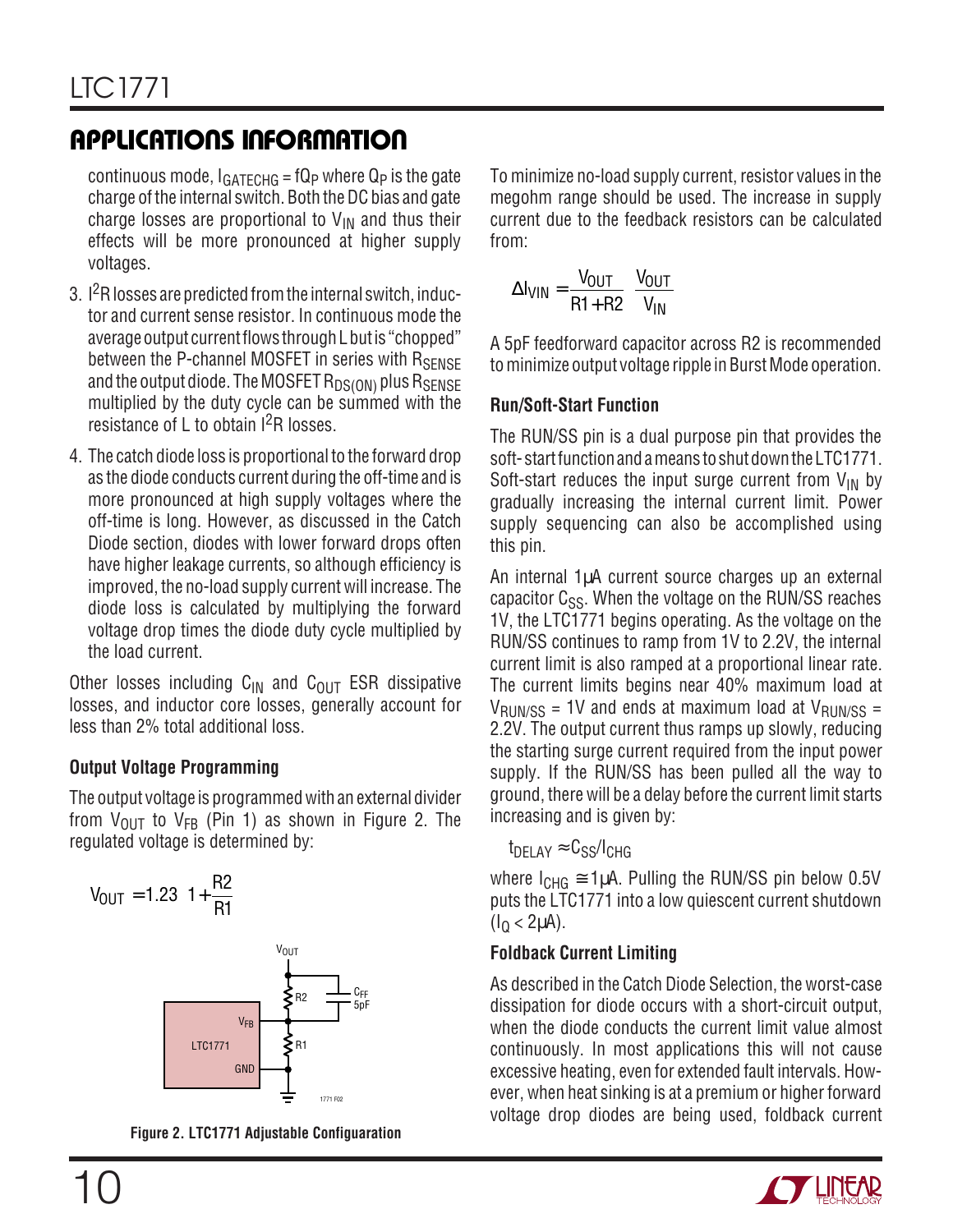## APPLICATIONS INFORMATION

continuous mode, $I_{GATECHG} = fQ_P$ where $Q_P$ is the gate charge of the internal switch. Both the DC bias and gate charge losses are proportional to $V_{IN}$ and thus their effects will be more pronounced at higher supply voltages.

3. $I^2R$ losses are predicted from the internal switch, inductor and current sense resistor. In continuous mode the average output current flows through L but is "chopped" between the P-channel MOSFET in series with $R_{SENSE}$ and the output diode. The MOSFET $R_{DS(ON)}$ plus $R_{SENSE}$ multiplied by the duty cycle can be summed with the resistance of L to obtain $I^2R$ losses.

4. The catch diode loss is proportional to the forward drop as the diode conducts current during the off-time and is more pronounced at high supply voltages where the off-time is long. However, as discussed in the Catch Diode section, diodes with lower forward drops often have higher leakage currents, so although efficiency is improved, the no-load supply current will increase. The diode loss is calculated by multiplying the forward voltage drop times the diode duty cycle multiplied by the load current.

Other losses including $C_{IN}$ and $C_{OUT}$ ESR dissipative losses, and inductor core losses, generally account for less than 2% total additional loss.

### Output Voltage Programming

The output voltage is programmed with an external divider from $V_{OUT}$ to $V_{FB}$ (Pin 1) as shown in Figure 2. The regulated voltage is determined by:

$$V_{OUT} = 1.23\left(1 + \frac{R2}{R1}\right)$$

Figure 2. LTC1771 Adjustable Configuaration

To minimize no-load supply current, resistor values in the megohm range should be used. The increase in supply current due to the feedback resistors can be calculated from:

$$\Delta I_{VIN} = \left(\frac{V_{OUT}}{R1 + R2}\right)\left(\frac{V_{OUT}}{V_{IN}}\right)$$

A 5pF feedforward capacitor across R2 is recommended to minimize output voltage ripple in Burst Mode operation.

### Run/Soft-Start Function

The RUN/SS pin is a dual purpose pin that provides the soft-start function and a means to shut down the LTC1771. Soft-start reduces the input surge current from $V_{IN}$ by gradually increasing the internal current limit. Power supply sequencing can also be accomplished using this pin.

An internal 1µA current source charges up an external capacitor $C_{SS}$. When the voltage on the RUN/SS reaches 1V, the LTC1771 begins operating. As the voltage on the RUN/SS continues to ramp from 1V to 2.2V, the internal current limit is also ramped at a proportional linear rate. The current limits begins near 40% maximum load at $V_{RUN/SS} = 1V$ and ends at maximum load at $V_{RUN/SS} = 2.2V$. The output current thus ramps up slowly, reducing the starting surge current required from the input power supply. If the RUN/SS has been pulled all the way to ground, there will be a delay before the current limit starts increasing and is given by:

$$t_{DELAY} \approx C_{SS}/I_{CHG}$$

where $I_{CHG} \cong 1\mu A$. Pulling the RUN/SS pin below 0.5V puts the LTC1771 into a low quiescent current shutdown ($I_Q < 2\mu A$).

### Foldback Current Limiting

As described in the Catch Diode Selection, the worst-case dissipation for diode occurs with a short-circuit output, when the diode conducts the current limit value almost continuously. In most applications this will not cause excessive heating, even for extended fault intervals. However, when heat sinking is at a premium or higher forward voltage drop diodes are being used, foldback current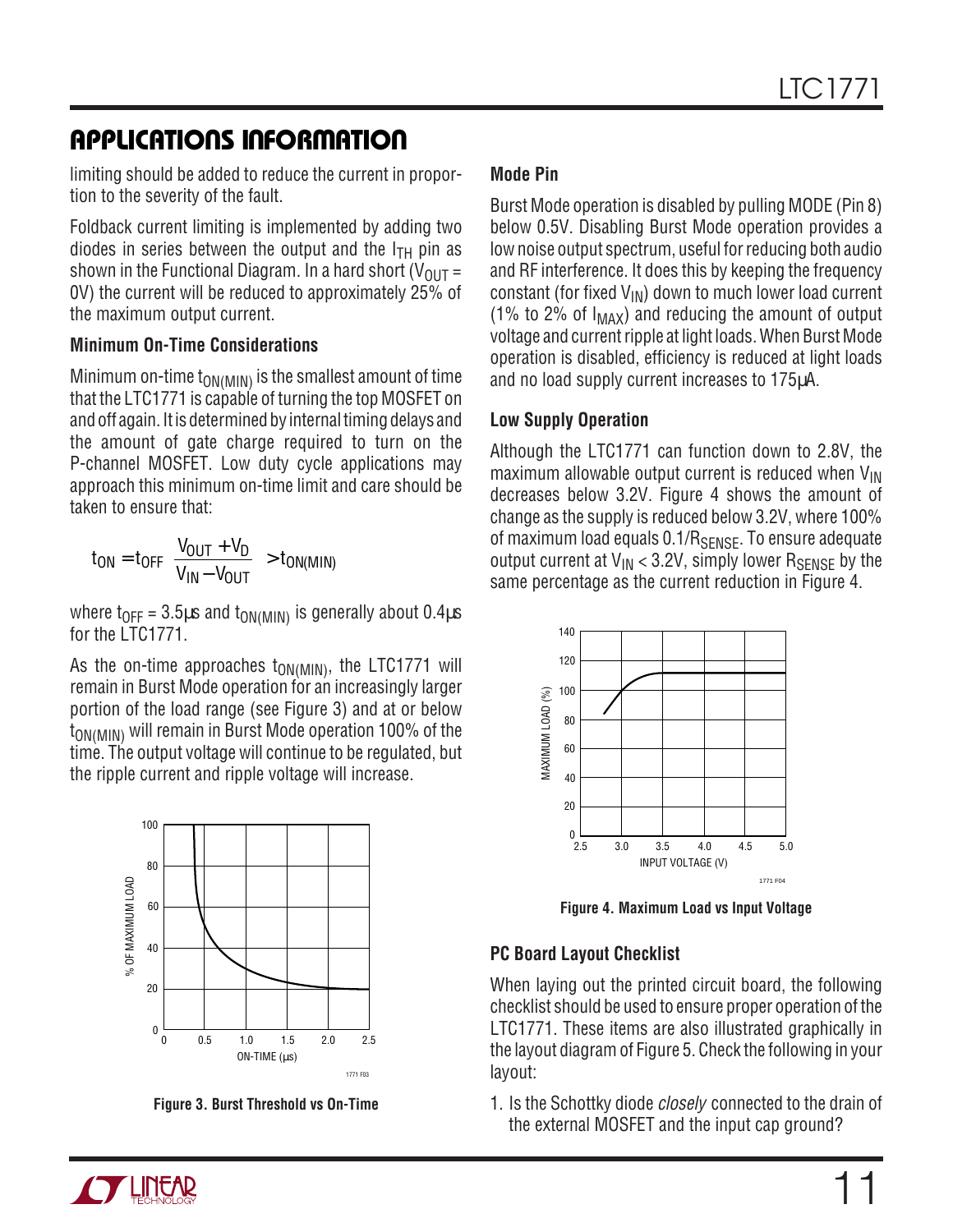## APPLICATIONS INFORMATION

limiting should be added to reduce the current in proportion to the severity of the fault.

Foldback current limiting is implemented by adding two diodes in series between the output and the $I_{TH}$ pin as shown in the Functional Diagram. In a hard short ($V_{OUT}$ = 0V) the current will be reduced to approximately 25% of the maximum output current.

### Minimum On-Time Considerations

Minimum on-time $t_{ON(MIN)}$ is the smallest amount of time that the LTC1771 is capable of turning the top MOSFET on and off again. It is determined by internal timing delays and the amount of gate charge required to turn on the P-channel MOSFET. Low duty cycle applications may approach this minimum on-time limit and care should be taken to ensure that:

$$t_{ON} = t_{OFF}\left(\frac{V_{OUT} + V_D}{V_{IN} - V_{OUT}}\right) > t_{ON(MIN)}$$

where $t_{OFF}$ = 3.5µs and $t_{ON(MIN)}$ is generally about 0.4µs for the LTC1771.

As the on-time approaches $t_{ON(MIN)}$, the LTC1771 will remain in Burst Mode operation for an increasingly larger portion of the load range (see Figure 3) and at or below $t_{ON(MIN)}$ will remain in Burst Mode operation 100% of the time. The output voltage will continue to be regulated, but the ripple current and ripple voltage will increase.

Figure 3. Burst Threshold vs On-Time

### Mode Pin

Burst Mode operation is disabled by pulling MODE (Pin 8) below 0.5V. Disabling Burst Mode operation provides a low noise output spectrum, useful for reducing both audio and RF interference. It does this by keeping the frequency constant (for fixed $V_{IN}$) down to much lower load current (1% to 2% of $I_{MAX}$) and reducing the amount of output voltage and current ripple at light loads. When Burst Mode operation is disabled, efficiency is reduced at light loads and no load supply current increases to 175µA.

### Low Supply Operation

Although the LTC1771 can function down to 2.8V, the maximum allowable output current is reduced when $V_{IN}$ decreases below 3.2V. Figure 4 shows the amount of change as the supply is reduced below 3.2V, where 100% of maximum load equals $0.1/R_{SENSE}$. To ensure adequate output current at $V_{IN}$ < 3.2V, simply lower $R_{SENSE}$ by the same percentage as the current reduction in Figure 4.

Figure 4. Maximum Load vs Input Voltage

### PC Board Layout Checklist

When laying out the printed circuit board, the following checklist should be used to ensure proper operation of the LTC1771. These items are also illustrated graphically in the layout diagram of Figure 5. Check the following in your layout:

1. Is the Schottky diode *closely* connected to the drain of the external MOSFET and the input cap ground?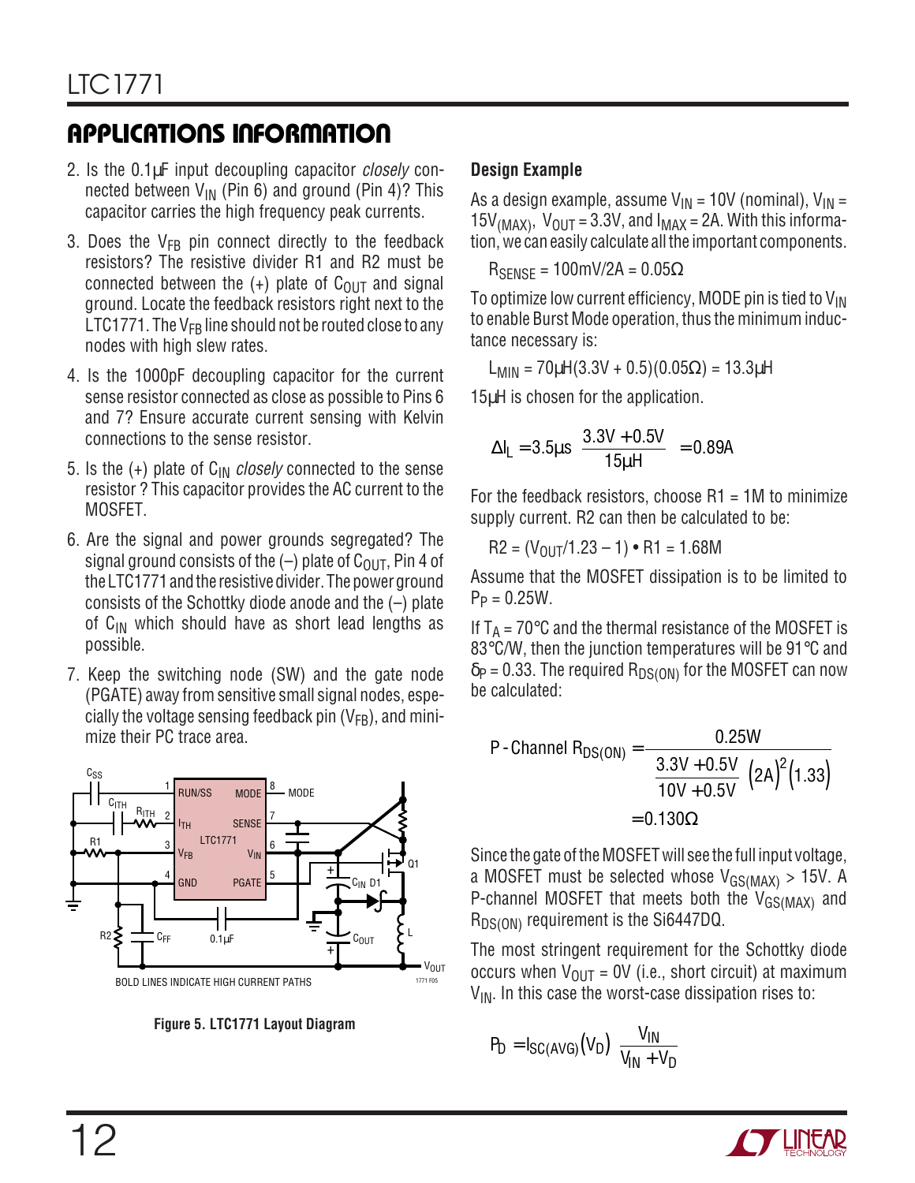## APPLICATIONS INFORMATION

2. Is the 0.1µF input decoupling capacitor *closely* connected between $V_{IN}$ (Pin 6) and ground (Pin 4)? This capacitor carries the high frequency peak currents.

3. Does the $V_{FB}$ pin connect directly to the feedback resistors? The resistive divider R1 and R2 must be connected between the (+) plate of $C_{OUT}$ and signal ground. Locate the feedback resistors right next to the LTC1771. The $V_{FB}$ line should not be routed close to any nodes with high slew rates.

4. Is the 1000pF decoupling capacitor for the current sense resistor connected as close as possible to Pins 6 and 7? Ensure accurate current sensing with Kelvin connections to the sense resistor.

5. Is the (+) plate of $C_{IN}$ *closely* connected to the sense resistor ? This capacitor provides the AC current to the MOSFET.

6. Are the signal and power grounds segregated? The signal ground consists of the (–) plate of $C_{OUT}$, Pin 4 of the LTC1771 and the resistive divider. The power ground consists of the Schottky diode anode and the (–) plate of $C_{IN}$ which should have as short lead lengths as possible.

7. Keep the switching node (SW) and the gate node (PGATE) away from sensitive small signal nodes, especially the voltage sensing feedback pin ($V_{FB}$), and minimize their PC trace area.

BOLD LINES INDICATE HIGH CURRENT PATHS

**Figure 5. LTC1771 Layout Diagram**

### Design Example

As a design example, assume $V_{IN}$ = 10V (nominal), $V_{IN}$ = $15V_{(MAX)}$, $V_{OUT}$ = 3.3V, and $I_{MAX}$ = 2A. With this information, we can easily calculate all the important components.

$$R_{SENSE} = 100mV/2A = 0.05\Omega$$

To optimize low current efficiency, MODE pin is tied to $V_{IN}$ to enable Burst Mode operation, thus the minimum inductance necessary is:

$$L_{MIN} = 70\mu H(3.3V + 0.5)(0.05\Omega) = 13.3\mu H$$

15µH is chosen for the application.

$$\Delta I_L = 3.5\mu s \left(\frac{3.3V + 0.5V}{15\mu H}\right) = 0.89A$$

For the feedback resistors, choose R1 = 1M to minimize supply current. R2 can then be calculated to be:

$$R2 = (V_{OUT}/1.23 - 1) \bullet R1 = 1.68M$$

Assume that the MOSFET dissipation is to be limited to $P_P$ = 0.25W.

If $T_A$ = 70°C and the thermal resistance of the MOSFET is 83°C/W, then the junction temperatures will be 91°C and $\delta_P$ = 0.33. The required $R_{DS(ON)}$ for the MOSFET can now be calculated:

$$\text{P-Channel } R_{DS(ON)} = \frac{0.25W}{\left(\frac{3.3V + 0.5V}{10V + 0.5V}\right)(2A)^2(1.33)} = 0.130\Omega$$

Since the gate of the MOSFET will see the full input voltage, a MOSFET must be selected whose $V_{GS(MAX)}$ > 15V. A P-channel MOSFET that meets both the $V_{GS(MAX)}$ and $R_{DS(ON)}$ requirement is the Si6447DQ.

The most stringent requirement for the Schottky diode occurs when $V_{OUT}$ = 0V (i.e., short circuit) at maximum $V_{IN}$. In this case the worst-case dissipation rises to:

$$P_D = I_{SC(AVG)}(V_D)\left(\frac{V_{IN}}{V_{IN} + V_D}\right)$$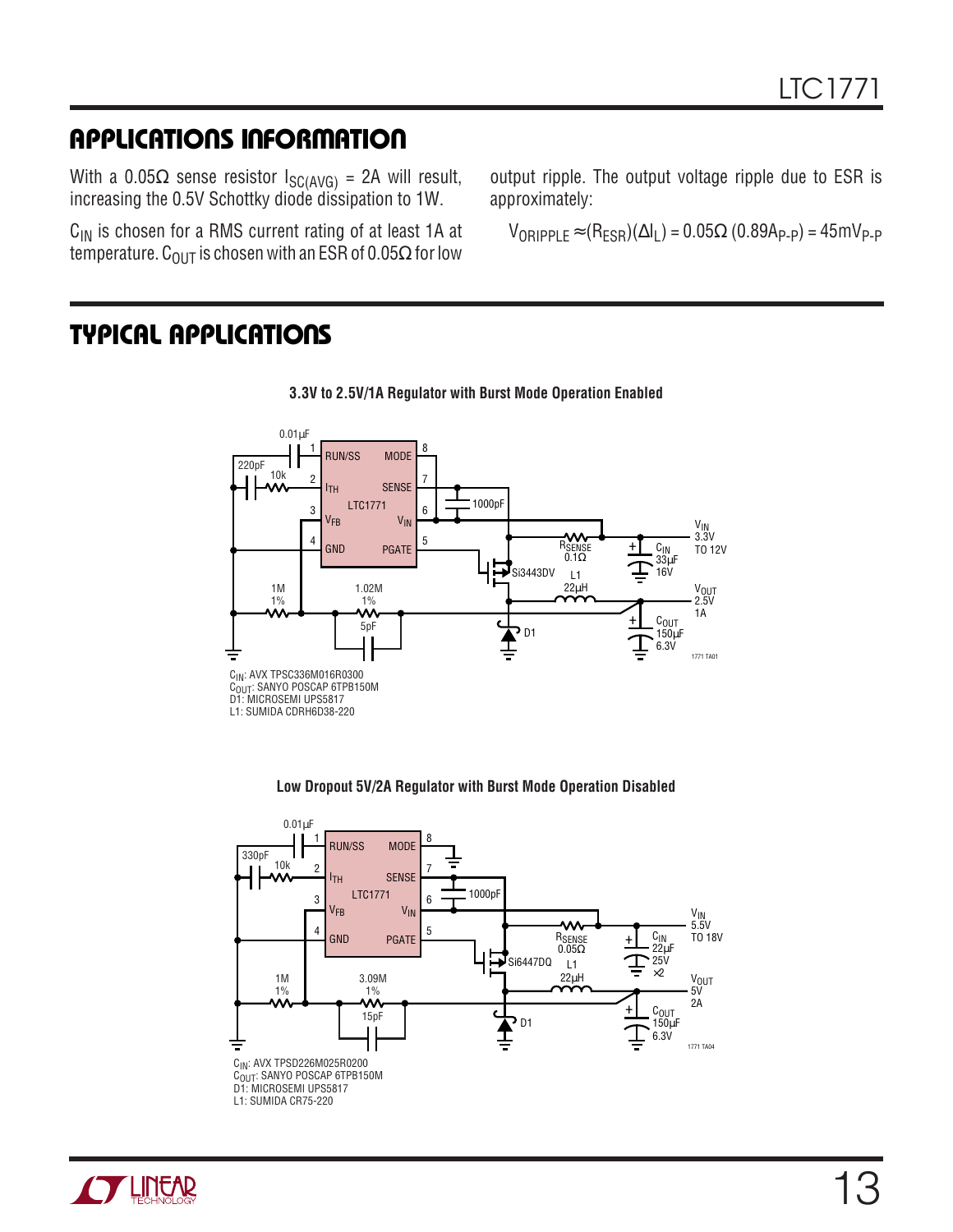## APPLICATIONS INFORMATION

With a 0.05Ω sense resistor $I_{SC(AVG)}$ = 2A will result, increasing the 0.5V Schottky diode dissipation to 1W.

$C_{IN}$ is chosen for a RMS current rating of at least 1A at temperature. $C_{OUT}$ is chosen with an ESR of 0.05Ω for low output ripple. The output voltage ripple due to ESR is approximately:

$$V_{ORIPPLE} \approx (R_{ESR})(\Delta I_L) = 0.05\Omega\ (0.89A_{P\text{-}P}) = 45mV_{P\text{-}P}$$

## TYPICAL APPLICATIONS

**3.3V to 2.5V/1A Regulator with Burst Mode Operation Enabled**

$C_{IN}$: AVX TPSC336M016R0300
$C_{OUT}$: SANYO POSCAP 6TPB150M
D1: MICROSEMI UPS5817
L1: SUMIDA CDRH6D38-220

**Low Dropout 5V/2A Regulator with Burst Mode Operation Disabled**

$C_{IN}$: AVX TPSD226M025R0200
$C_{OUT}$: SANYO POSCAP 6TPB150M
D1: MICROSEMI UPS5817
L1: SUMIDA CR75-220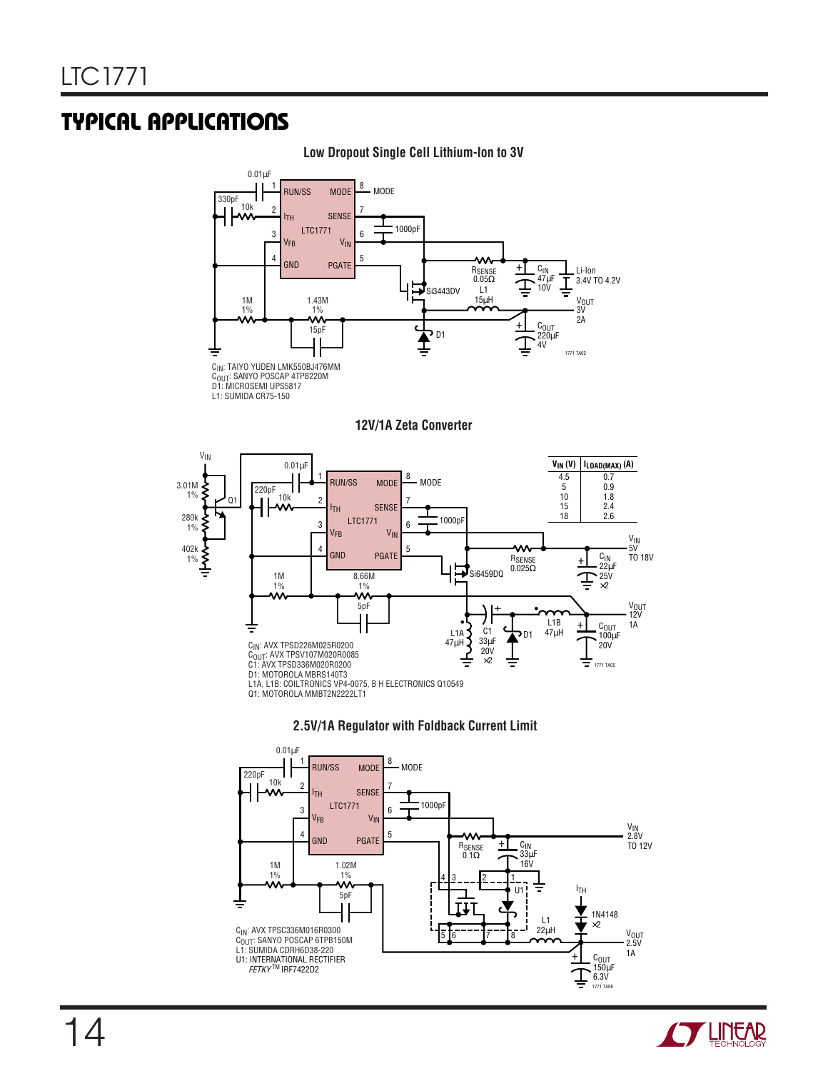## TYPICAL APPLICATIONS

**Low Dropout Single Cell Lithium-Ion to 3V**

$C_{IN}$: TAIYO YUDEN LMK550BJ476MM
$C_{OUT}$: SANYO POSCAP 4TPB220M
D1: MICROSEMI UPS5817
L1: SUMIDA CR75-150

**12V/1A Zeta Converter**

| $V_{IN}$ (V) | $I_{LOAD(MAX)}$ (A) |
|---|---|
| 4.5 | 0.7 |
| 5 | 0.9 |
| 10 | 1.8 |
| 15 | 2.4 |
| 18 | 2.6 |

$C_{IN}$: AVX TPSD226M025R0200
$C_{OUT}$: AVX TPSV107M020R0085
C1: AVX TPSD336M020R0200
D1: MOTOROLA MBRS140T3
L1A, L1B: COILTRONICS VP4-0075, B H ELECTRONICS Q10549
Q1: MOTOROLA MMBT2N2222LT1

**2.5V/1A Regulator with Foldback Current Limit**

$C_{IN}$: AVX TPSC336M016R0300
$C_{OUT}$: SANYO POSCAP 6TPB150M
L1: SUMIDA CDRH6D38-220
U1: INTERNATIONAL RECTIFIER *FETKY*™ IRF7422D2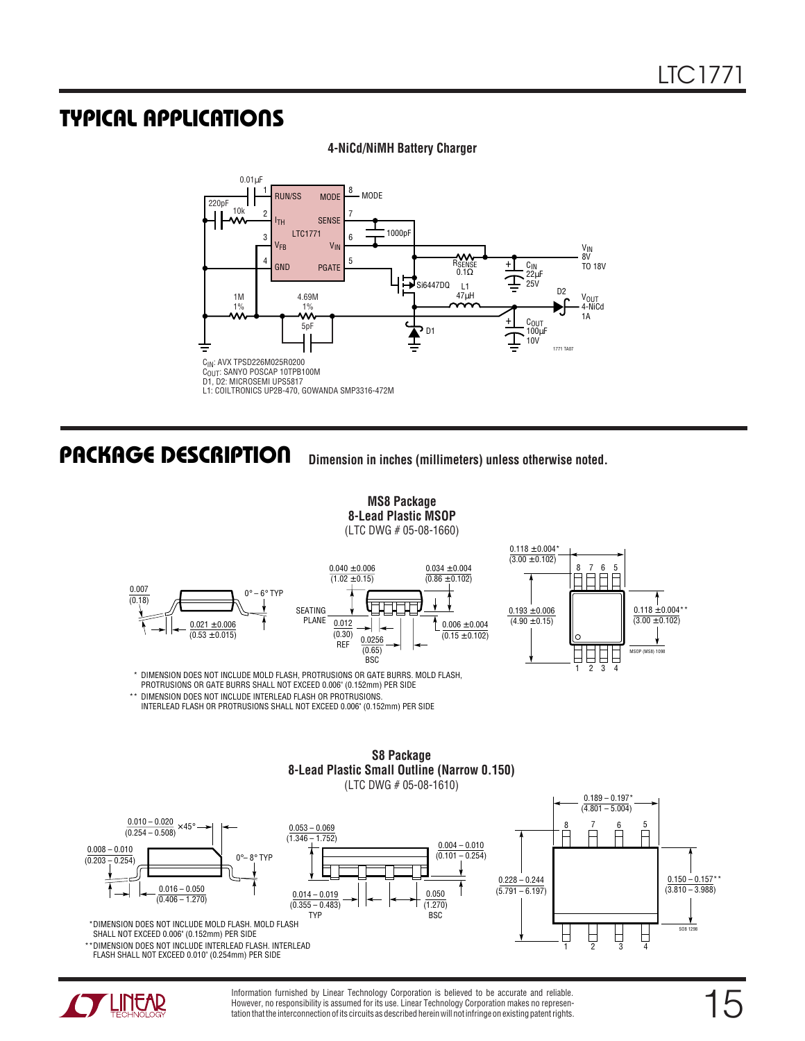## TYPICAL APPLICATIONS

**4-NiCd/NiMH Battery Charger**

$C_{IN}$: AVX TPSD226M025R0200
$C_{OUT}$: SANYO POSCAP 10TPB100M
D1, D2: MICROSEMI UPS5817
L1: COILTRONICS UP2B-470, GOWANDA SMP3316-472M

## PACKAGE DESCRIPTION

**Dimension in inches (millimeters) unless otherwise noted.**

**MS8 Package**
**8-Lead Plastic MSOP**
(LTC DWG # 05-08-1660)

\* DIMENSION DOES NOT INCLUDE MOLD FLASH, PROTRUSIONS OR GATE BURRS. MOLD FLASH, PROTRUSIONS OR GATE BURRS SHALL NOT EXCEED 0.006" (0.152mm) PER SIDE

\*\* DIMENSION DOES NOT INCLUDE INTERLEAD FLASH OR PROTRUSIONS. INTERLEAD FLASH OR PROTRUSIONS SHALL NOT EXCEED 0.006" (0.152mm) PER SIDE

**S8 Package**
**8-Lead Plastic Small Outline (Narrow 0.150)**
(LTC DWG # 05-08-1610)

\*DIMENSION DOES NOT INCLUDE MOLD FLASH. MOLD FLASH SHALL NOT EXCEED 0.006" (0.152mm) PER SIDE

\*\*DIMENSION DOES NOT INCLUDE INTERLEAD FLASH. INTERLEAD FLASH SHALL NOT EXCEED 0.010" (0.254mm) PER SIDE

Information furnished by Linear Technology Corporation is believed to be accurate and reliable. However, no responsibility is assumed for its use. Linear Technology Corporation makes no representation that the interconnection of its circuits as described herein will not infringe on existing patent rights.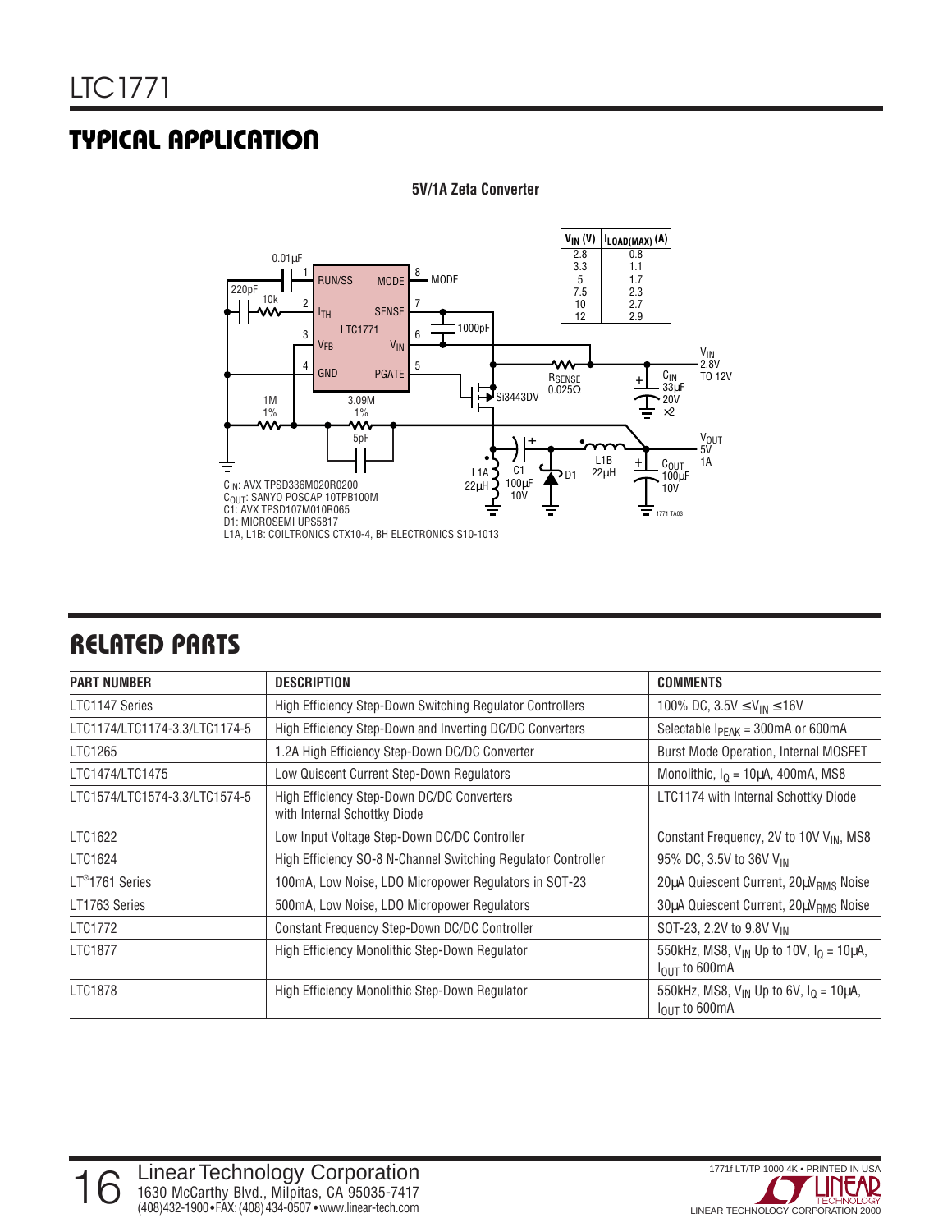## TYPICAL APPLICATION

**5V/1A Zeta Converter**

| $V_{IN}$ (V) | $I_{LOAD(MAX)}$ (A) |
|---|---|
| 2.8 | 0.8 |
| 3.3 | 1.1 |
| 5 | 1.7 |
| 7.5 | 2.3 |
| 10 | 2.7 |
| 12 | 2.9 |

0.01µF
1 RUN/SS
MODE 8 MODE
220pF
10k
2 $I_{TH}$
SENSE 7
1000pF
LTC1771
3 $V_{FB}$
$V_{IN}$ 6
4 GND
PGATE 5
$R_{SENSE}$ 0.025Ω
$V_{IN}$ 2.8V TO 12V
$C_{IN}$ 33µF 20V ×2
Si3443DV
1M 1%
3.09M 1%
5pF
$V_{OUT}$ 5V 1A
L1A 22µH
C1 100µF 10V
D1
L1B 22µH
$C_{OUT}$ 100µF 10V
1771 TA03

$C_{IN}$: AVX TPSD336M020R0200
$C_{OUT}$: SANYO POSCAP 10TPB100M
C1: AVX TPSD107M010R065
D1: MICROSEMI UPS5817
L1A, L1B: COILTRONICS CTX10-4, BH ELECTRONICS S10-1013

## RELATED PARTS

| PART NUMBER | DESCRIPTION | COMMENTS |
|---|---|---|
| LTC1147 Series | High Efficiency Step-Down Switching Regulator Controllers | 100% DC, $3.5V \le V_{IN} \le 16V$ |
| LTC1174/LTC1174-3.3/LTC1174-5 | High Efficiency Step-Down and Inverting DC/DC Converters | Selectable $I_{PEAK}$ = 300mA or 600mA |
| LTC1265 | 1.2A High Efficiency Step-Down DC/DC Converter | Burst Mode Operation, Internal MOSFET |
| LTC1474/LTC1475 | Low Quiscent Current Step-Down Regulators | Monolithic, $I_Q$ = 10µA, 400mA, MS8 |
| LTC1574/LTC1574-3.3/LTC1574-5 | High Efficiency Step-Down DC/DC Converters with Internal Schottky Diode | LTC1174 with Internal Schottky Diode |
| LTC1622 | Low Input Voltage Step-Down DC/DC Controller | Constant Frequency, 2V to 10V $V_{IN}$, MS8 |
| LTC1624 | High Efficiency SO-8 N-Channel Switching Regulator Controller | 95% DC, 3.5V to 36V $V_{IN}$ |
| LT®1761 Series | 100mA, Low Noise, LDO Micropower Regulators in SOT-23 | 20µA Quiescent Current, 20µ$V_{RMS}$ Noise |
| LT1763 Series | 500mA, Low Noise, LDO Micropower Regulators | 30µA Quiescent Current, 20µ$V_{RMS}$ Noise |
| LTC1772 | Constant Frequency Step-Down DC/DC Controller | SOT-23, 2.2V to 9.8V $V_{IN}$ |
| LTC1877 | High Efficiency Monolithic Step-Down Regulator | 550kHz, MS8, $V_{IN}$ Up to 10V, $I_Q$ = 10µA, $I_{OUT}$ to 600mA |
| LTC1878 | High Efficiency Monolithic Step-Down Regulator | 550kHz, MS8, $V_{IN}$ Up to 6V, $I_Q$ = 10µA, $I_{OUT}$ to 600mA |

Linear Technology Corporation
1630 McCarthy Blvd., Milpitas, CA 95035-7417
(408)432-1900 • FAX: (408) 434-0507 • www.linear-tech.com

1771f LT/TP 1000 4K • PRINTED IN USA
LINEAR TECHNOLOGY CORPORATION 2000